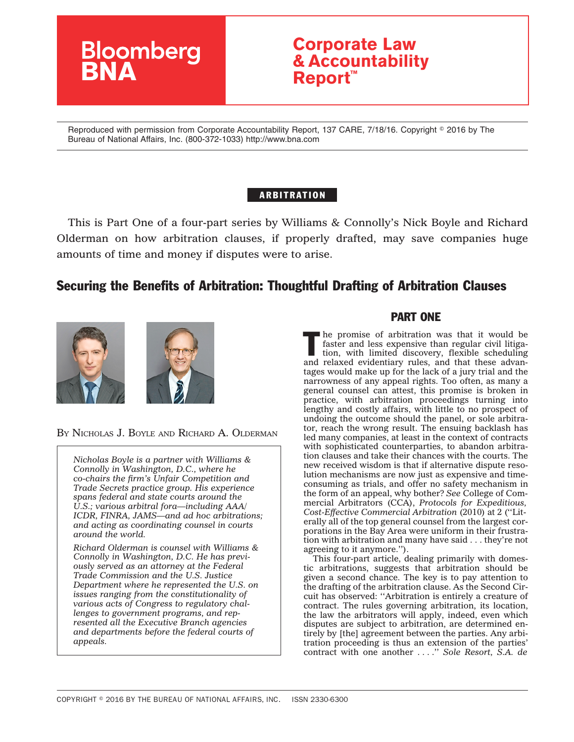# Bloomberg BNA

## Corporate Law & Accountability Report™

Reproduced with permission from Corporate Accountability Report, 137 CARE, 7/18/16. Copyright © 2016 by The Bureau of National Affairs, Inc. (800-372-1033) http://www.bna.com

**ARBITRATION**

This is Part One of a four-part series by Williams & Connolly's Nick Boyle and Richard Olderman on how arbitration clauses, if properly drafted, may save companies huge amounts of time and money if disputes were to arise.

## Securing the Benefits of Arbitration: Thoughtful Drafting of Arbitration Clauses

BY NICHOLAS J. BOYLE AND RICHARD A. OLDERMAN

*Nicholas Boyle is a partner with Williams & Connolly in Washington, D.C., where he co-chairs the firm's Unfair Competition and Trade Secrets practice group. His experience spans federal and state courts around the U.S.; various arbitral fora—including AAA/ICDR, FINRA, JAMS—and ad hoc arbitrations; and acting as coordinating counsel in courts around the world.*

*Richard Olderman is counsel with Williams & Connolly in Washington, D.C. He has previously served as an attorney at the Federal Trade Commission and the U.S. Justice Department where he represented the U.S. on issues ranging from the constitutionality of various acts of Congress to regulatory challenges to government programs, and represented all the Executive Branch agencies and departments before the federal courts of appeals.*

### PART ONE

The promise of arbitration was that it would be faster and less expensive than regular civil litigation, with limited discovery, flexible scheduling and relaxed evidentiary rules, and that these advantages would make up for the lack of a jury trial and the narrowness of any appeal rights. Too often, as many a general counsel can attest, this promise is broken in practice, with arbitration proceedings turning into lengthy and costly affairs, with little to no prospect of undoing the outcome should the panel, or sole arbitrator, reach the wrong result. The ensuing backlash has led many companies, at least in the context of contracts with sophisticated counterparties, to abandon arbitration clauses and take their chances with the courts. The new received wisdom is that if alternative dispute resolution mechanisms are now just as expensive and time-consuming as trials, and offer no safety mechanism in the form of an appeal, why bother? *See* College of Commercial Arbitrators (CCA), *Protocols for Expeditious, Cost-Effective Commercial Arbitration* (2010) at 2 (''Literally all of the top general counsel from the largest corporations in the Bay Area were uniform in their frustration with arbitration and many have said . . . they're not agreeing to it anymore.'').

This four-part article, dealing primarily with domestic arbitrations, suggests that arbitration should be given a second chance. The key is to pay attention to the drafting of the arbitration clause. As the Second Circuit has observed: ''Arbitration is entirely a creature of contract. The rules governing arbitration, its location, the law the arbitrators will apply, indeed, even which disputes are subject to arbitration, are determined entirely by [the] agreement between the parties. Any arbitration proceeding is thus an extension of the parties' contract with one another . . . .'' *Sole Resort, S.A. de*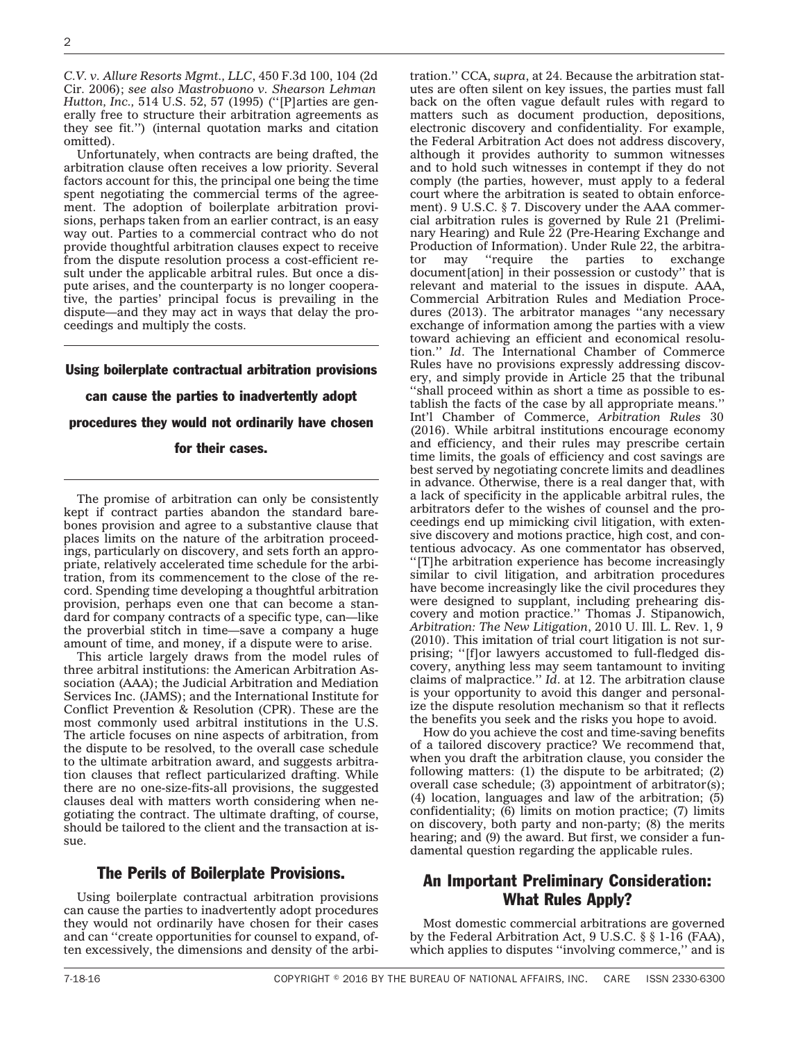*C.V. v. Allure Resorts Mgmt., LLC*, 450 F.3d 100, 104 (2d Cir. 2006); *see also Mastrobuono v. Shearson Lehman Hutton, Inc.*, 514 U.S. 52, 57 (1995) (''[P]arties are generally free to structure their arbitration agreements as they see fit.'') (internal quotation marks and citation omitted).

Unfortunately, when contracts are being drafted, the arbitration clause often receives a low priority. Several factors account for this, the principal one being the time spent negotiating the commercial terms of the agreement. The adoption of boilerplate arbitration provisions, perhaps taken from an earlier contract, is an easy way out. Parties to a commercial contract who do not provide thoughtful arbitration clauses expect to receive from the dispute resolution process a cost-efficient result under the applicable arbitral rules. But once a dispute arises, and the counterparty is no longer cooperative, the parties' principal focus is prevailing in the dispute—and they may act in ways that delay the proceedings and multiply the costs.

**Using boilerplate contractual arbitration provisions can cause the parties to inadvertently adopt procedures they would not ordinarily have chosen for their cases.**

The promise of arbitration can only be consistently kept if contract parties abandon the standard barebones provision and agree to a substantive clause that places limits on the nature of the arbitration proceedings, particularly on discovery, and sets forth an appropriate, relatively accelerated time schedule for the arbitration, from its commencement to the close of the record. Spending time developing a thoughtful arbitration provision, perhaps even one that can become a standard for company contracts of a specific type, can—like the proverbial stitch in time—save a company a huge amount of time, and money, if a dispute were to arise.

This article largely draws from the model rules of three arbitral institutions: the American Arbitration Association (AAA); the Judicial Arbitration and Mediation Services Inc. (JAMS); and the International Institute for Conflict Prevention & Resolution (CPR). These are the most commonly used arbitral institutions in the U.S. The article focuses on nine aspects of arbitration, from the dispute to be resolved, to the overall case schedule to the ultimate arbitration award, and suggests arbitration clauses that reflect particularized drafting. While there are no one-size-fits-all provisions, the suggested clauses deal with matters worth considering when negotiating the contract. The ultimate drafting, of course, should be tailored to the client and the transaction at issue.

## The Perils of Boilerplate Provisions.

Using boilerplate contractual arbitration provisions can cause the parties to inadvertently adopt procedures they would not ordinarily have chosen for their cases and can ''create opportunities for counsel to expand, often excessively, the dimensions and density of the arbitration.'' CCA, *supra*, at 24. Because the arbitration statutes are often silent on key issues, the parties must fall back on the often vague default rules with regard to matters such as document production, depositions, electronic discovery and confidentiality. For example, the Federal Arbitration Act does not address discovery, although it provides authority to summon witnesses and to hold such witnesses in contempt if they do not comply (the parties, however, must apply to a federal court where the arbitration is seated to obtain enforcement). 9 U.S.C. § 7. Discovery under the AAA commercial arbitration rules is governed by Rule 21 (Preliminary Hearing) and Rule 22 (Pre-Hearing Exchange and Production of Information). Under Rule 22, the arbitrator may ''require the parties to exchange document[ation] in their possession or custody'' that is relevant and material to the issues in dispute. AAA, Commercial Arbitration Rules and Mediation Procedures (2013). The arbitrator manages ''any necessary exchange of information among the parties with a view toward achieving an efficient and economical resolution.'' *Id*. The International Chamber of Commerce Rules have no provisions expressly addressing discovery, and simply provide in Article 25 that the tribunal ''shall proceed within as short a time as possible to establish the facts of the case by all appropriate means.'' Int'l Chamber of Commerce, *Arbitration Rules* 30 (2016). While arbitral institutions encourage economy and efficiency, and their rules may prescribe certain time limits, the goals of efficiency and cost savings are best served by negotiating concrete limits and deadlines in advance. Otherwise, there is a real danger that, with a lack of specificity in the applicable arbitral rules, the arbitrators defer to the wishes of counsel and the proceedings end up mimicking civil litigation, with extensive discovery and motions practice, high cost, and contentious advocacy. As one commentator has observed, ''[T]he arbitration experience has become increasingly similar to civil litigation, and arbitration procedures have become increasingly like the civil procedures they were designed to supplant, including prehearing discovery and motion practice.'' Thomas J. Stipanowich, *Arbitration: The New Litigation*, 2010 U. Ill. L. Rev. 1, 9 (2010). This imitation of trial court litigation is not surprising; ''[f]or lawyers accustomed to full-fledged discovery, anything less may seem tantamount to inviting claims of malpractice.'' *Id*. at 12. The arbitration clause is your opportunity to avoid this danger and personalize the dispute resolution mechanism so that it reflects the benefits you seek and the risks you hope to avoid.

How do you achieve the cost and time-saving benefits of a tailored discovery practice? We recommend that, when you draft the arbitration clause, you consider the following matters: (1) the dispute to be arbitrated; (2) overall case schedule; (3) appointment of arbitrator(s); (4) location, languages and law of the arbitration; (5) confidentiality; (6) limits on motion practice; (7) limits on discovery, both party and non-party; (8) the merits hearing; and (9) the award. But first, we consider a fundamental question regarding the applicable rules.

## An Important Preliminary Consideration: What Rules Apply?

Most domestic commercial arbitrations are governed by the Federal Arbitration Act, 9 U.S.C. § § 1-16 (FAA), which applies to disputes ''involving commerce,'' and is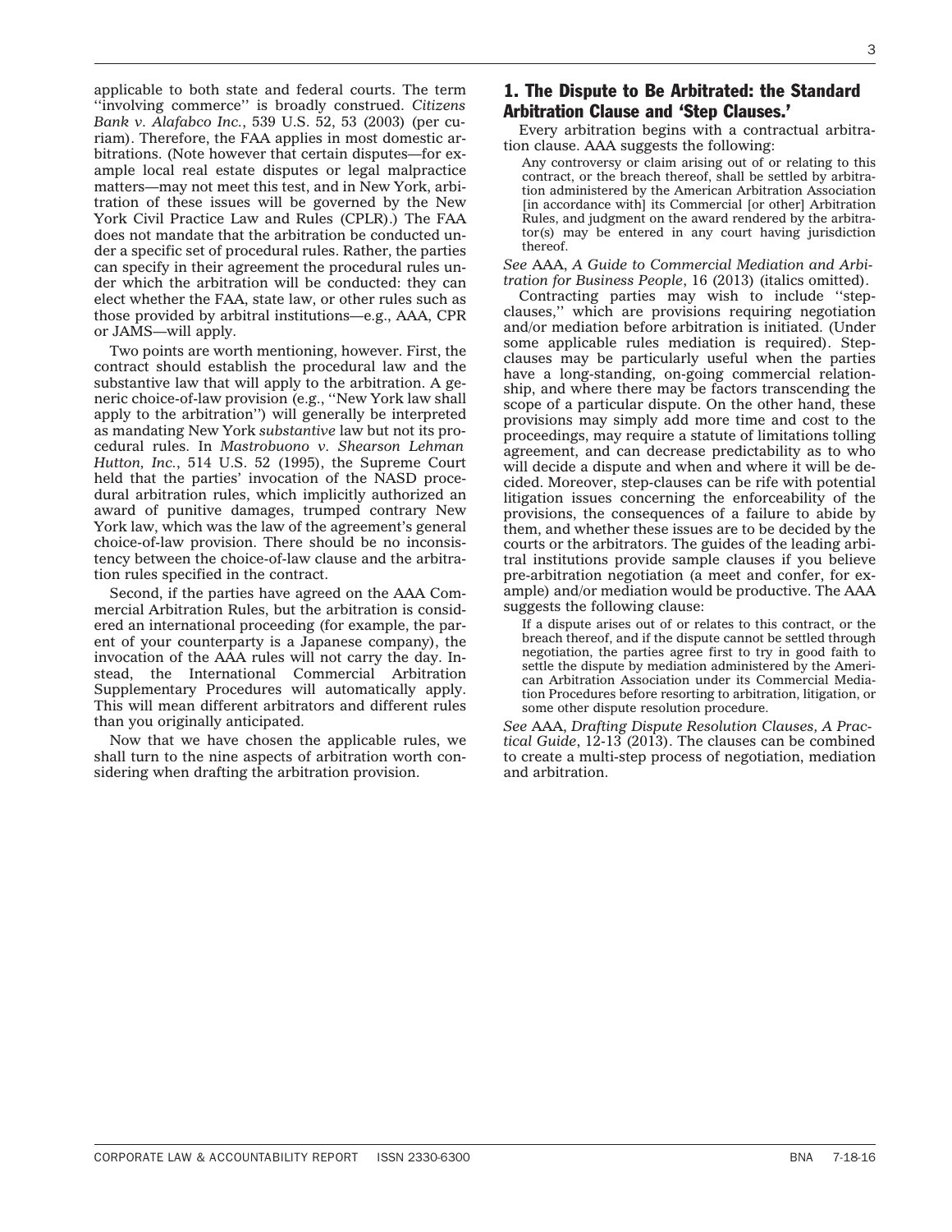applicable to both state and federal courts. The term ''involving commerce'' is broadly construed. *Citizens Bank v. Alafabco Inc.*, 539 U.S. 52, 53 (2003) (per curiam). Therefore, the FAA applies in most domestic arbitrations. (Note however that certain disputes—for example local real estate disputes or legal malpractice matters—may not meet this test, and in New York, arbitration of these issues will be governed by the New York Civil Practice Law and Rules (CPLR).) The FAA does not mandate that the arbitration be conducted under a specific set of procedural rules. Rather, the parties can specify in their agreement the procedural rules under which the arbitration will be conducted: they can elect whether the FAA, state law, or other rules such as those provided by arbitral institutions—e.g., AAA, CPR or JAMS—will apply.

Two points are worth mentioning, however. First, the contract should establish the procedural law and the substantive law that will apply to the arbitration. A generic choice-of-law provision (e.g., ''New York law shall apply to the arbitration'') will generally be interpreted as mandating New York *substantive* law but not its procedural rules. In *Mastrobuono v. Shearson Lehman Hutton, Inc.*, 514 U.S. 52 (1995), the Supreme Court held that the parties' invocation of the NASD procedural arbitration rules, which implicitly authorized an award of punitive damages, trumped contrary New York law, which was the law of the agreement's general choice-of-law provision. There should be no inconsistency between the choice-of-law clause and the arbitration rules specified in the contract.

Second, if the parties have agreed on the AAA Commercial Arbitration Rules, but the arbitration is considered an international proceeding (for example, the parent of your counterparty is a Japanese company), the invocation of the AAA rules will not carry the day. Instead, the International Commercial Arbitration Supplementary Procedures will automatically apply. This will mean different arbitrators and different rules than you originally anticipated.

Now that we have chosen the applicable rules, we shall turn to the nine aspects of arbitration worth considering when drafting the arbitration provision.

## 1. The Dispute to Be Arbitrated: the Standard Arbitration Clause and 'Step Clauses.'

Every arbitration begins with a contractual arbitration clause. AAA suggests the following:

> Any controversy or claim arising out of or relating to this contract, or the breach thereof, shall be settled by arbitration administered by the American Arbitration Association [in accordance with] its Commercial [or other] Arbitration Rules, and judgment on the award rendered by the arbitrator(s) may be entered in any court having jurisdiction thereof.

*See* AAA, *A Guide to Commercial Mediation and Arbitration for Business People*, 16 (2013) (italics omitted).

Contracting parties may wish to include ''step-clauses,'' which are provisions requiring negotiation and/or mediation before arbitration is initiated. (Under some applicable rules mediation is required). Step-clauses may be particularly useful when the parties have a long-standing, on-going commercial relationship, and where there may be factors transcending the scope of a particular dispute. On the other hand, these provisions may simply add more time and cost to the proceedings, may require a statute of limitations tolling agreement, and can decrease predictability as to who will decide a dispute and when and where it will be decided. Moreover, step-clauses can be rife with potential litigation issues concerning the enforceability of the provisions, the consequences of a failure to abide by them, and whether these issues are to be decided by the courts or the arbitrators. The guides of the leading arbitral institutions provide sample clauses if you believe pre-arbitration negotiation (a meet and confer, for example) and/or mediation would be productive. The AAA suggests the following clause:

> If a dispute arises out of or relates to this contract, or the breach thereof, and if the dispute cannot be settled through negotiation, the parties agree first to try in good faith to settle the dispute by mediation administered by the American Arbitration Association under its Commercial Mediation Procedures before resorting to arbitration, litigation, or some other dispute resolution procedure.

*See* AAA, *Drafting Dispute Resolution Clauses, A Practical Guide*, 12-13 (2013). The clauses can be combined to create a multi-step process of negotiation, mediation and arbitration.